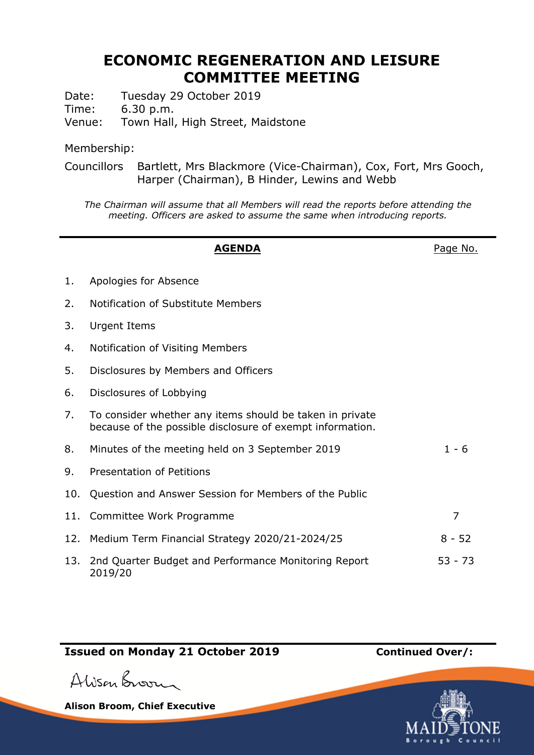# ECONOMIC REGENERATION AND LEISURE COMMITTEE MEETING

Date: Tuesday 29 October 2019
Time: 6.30 p.m.
Venue: Town Hall, High Street, Maidstone

Membership:

Councillors Bartlett, Mrs Blackmore (Vice-Chairman), Cox, Fort, Mrs Gooch, Harper (Chairman), B Hinder, Lewins and Webb

*The Chairman will assume that all Members will read the reports before attending the meeting. Officers are asked to assume the same when introducing reports.*

| | **AGENDA** | Page No. |
|---|---|---|
| 1. | Apologies for Absence | |
| 2. | Notification of Substitute Members | |
| 3. | Urgent Items | |
| 4. | Notification of Visiting Members | |
| 5. | Disclosures by Members and Officers | |
| 6. | Disclosures of Lobbying | |
| 7. | To consider whether any items should be taken in private because of the possible disclosure of exempt information. | |
| 8. | Minutes of the meeting held on 3 September 2019 | 1 - 6 |
| 9. | Presentation of Petitions | |
| 10. | Question and Answer Session for Members of the Public | |
| 11. | Committee Work Programme | 7 |
| 12. | Medium Term Financial Strategy 2020/21-2024/25 | 8 - 52 |
| 13. | 2nd Quarter Budget and Performance Monitoring Report 2019/20 | 53 - 73 |

**Issued on Monday 21 October 2019**

**Continued Over/:**

Alison Broom

**Alison Broom, Chief Executive**

MAIDSTONE Borough Council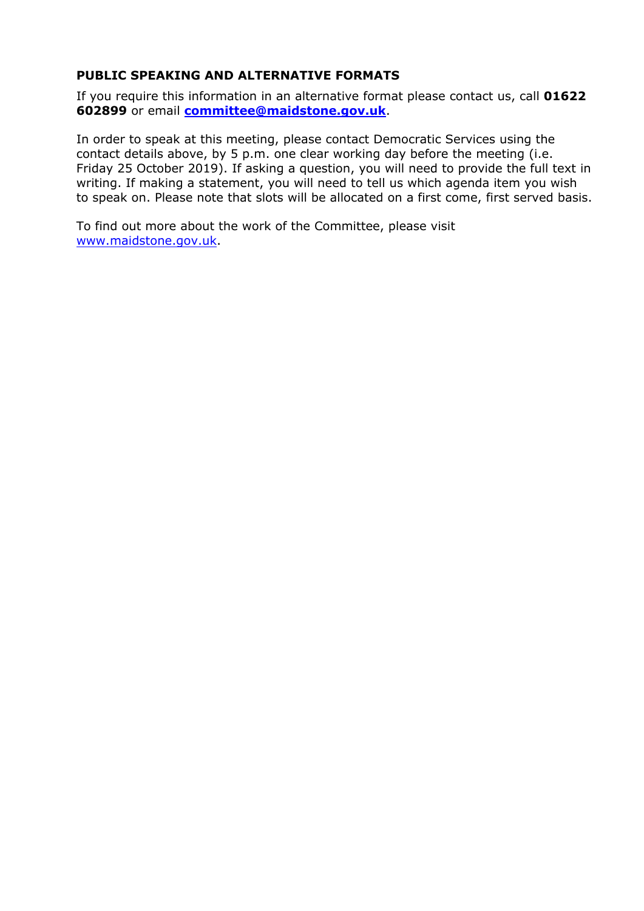## PUBLIC SPEAKING AND ALTERNATIVE FORMATS

If you require this information in an alternative format please contact us, call **01622 602899** or email **committee@maidstone.gov.uk**.

In order to speak at this meeting, please contact Democratic Services using the contact details above, by 5 p.m. one clear working day before the meeting (i.e. Friday 25 October 2019). If asking a question, you will need to provide the full text in writing. If making a statement, you will need to tell us which agenda item you wish to speak on. Please note that slots will be allocated on a first come, first served basis.

To find out more about the work of the Committee, please visit www.maidstone.gov.uk.